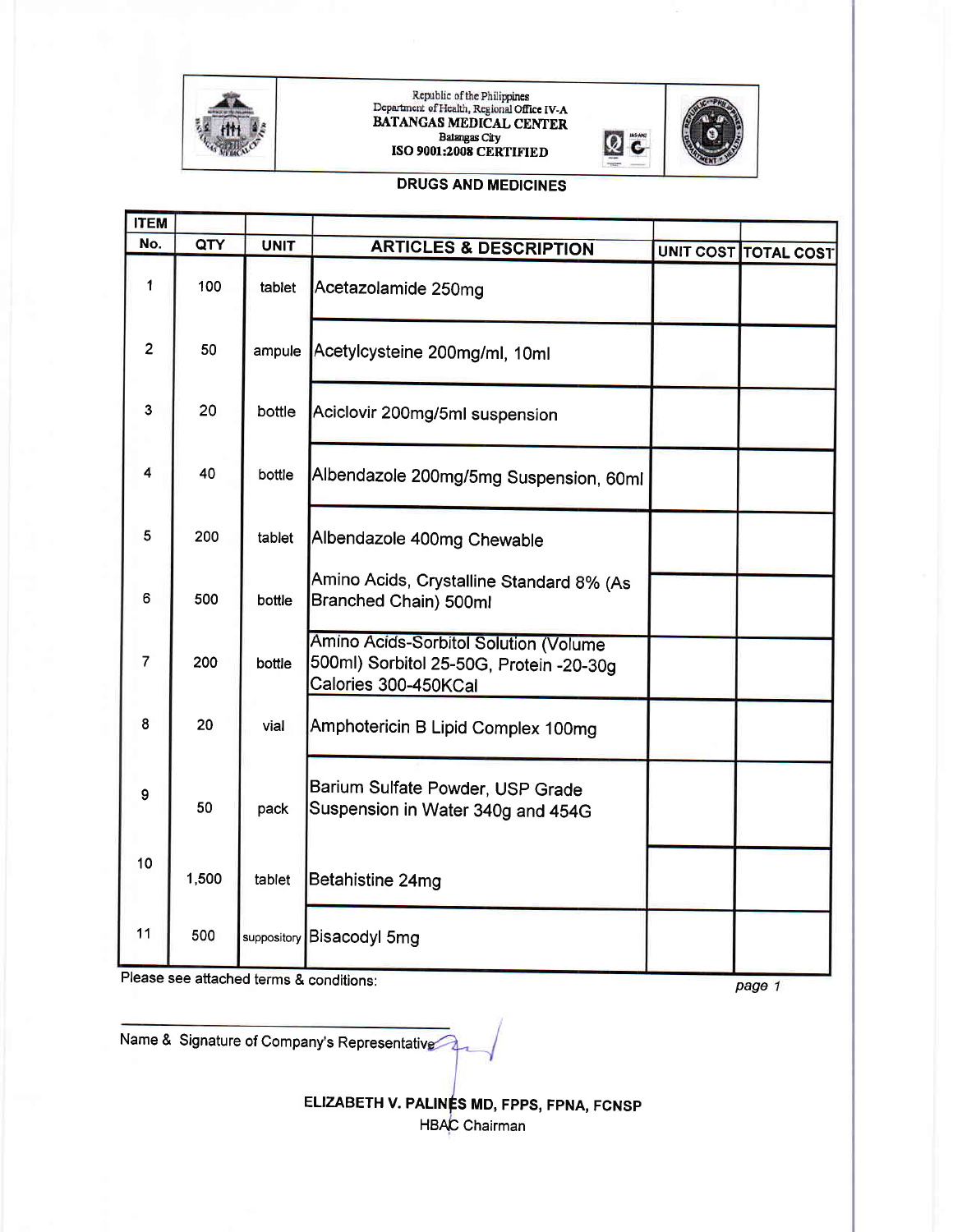Republic of the Philippines
Department of Health, Regional Office IV-A
**BATANGAS MEDICAL CENTER**
Batangas City
**ISO 9001:2008 CERTIFIED**

## DRUGS AND MEDICINES

| ITEM No. | QTY | UNIT | ARTICLES & DESCRIPTION | UNIT COST | TOTAL COST |
|---|---|---|---|---|---|
| 1 | 100 | tablet | Acetazolamide 250mg | | |
| 2 | 50 | ampule | Acetylcysteine 200mg/ml, 10ml | | |
| 3 | 20 | bottle | Aciclovir 200mg/5ml suspension | | |
| 4 | 40 | bottle | Albendazole 200mg/5mg Suspension, 60ml | | |
| 5 | 200 | tablet | Albendazole 400mg Chewable | | |
| 6 | 500 | bottle | Amino Acids, Crystalline Standard 8% (As Branched Chain) 500ml | | |
| 7 | 200 | bottle | Amino Acids-Sorbitol Solution (Volume 500ml) Sorbitol 25-50G, Protein -20-30g Calories 300-450KCal | | |
| 8 | 20 | vial | Amphotericin B Lipid Complex 100mg | | |
| 9 | 50 | pack | Barium Sulfate Powder, USP Grade Suspension in Water 340g and 454G | | |
| 10 | 1,500 | tablet | Betahistine 24mg | | |
| 11 | 500 | suppository | Bisacodyl 5mg | | |

Please see attached terms & conditions:

Name & Signature of Company's Representative

**ELIZABETH V. PALINES MD, FPPS, FPNA, FCNSP**
HBAC Chairman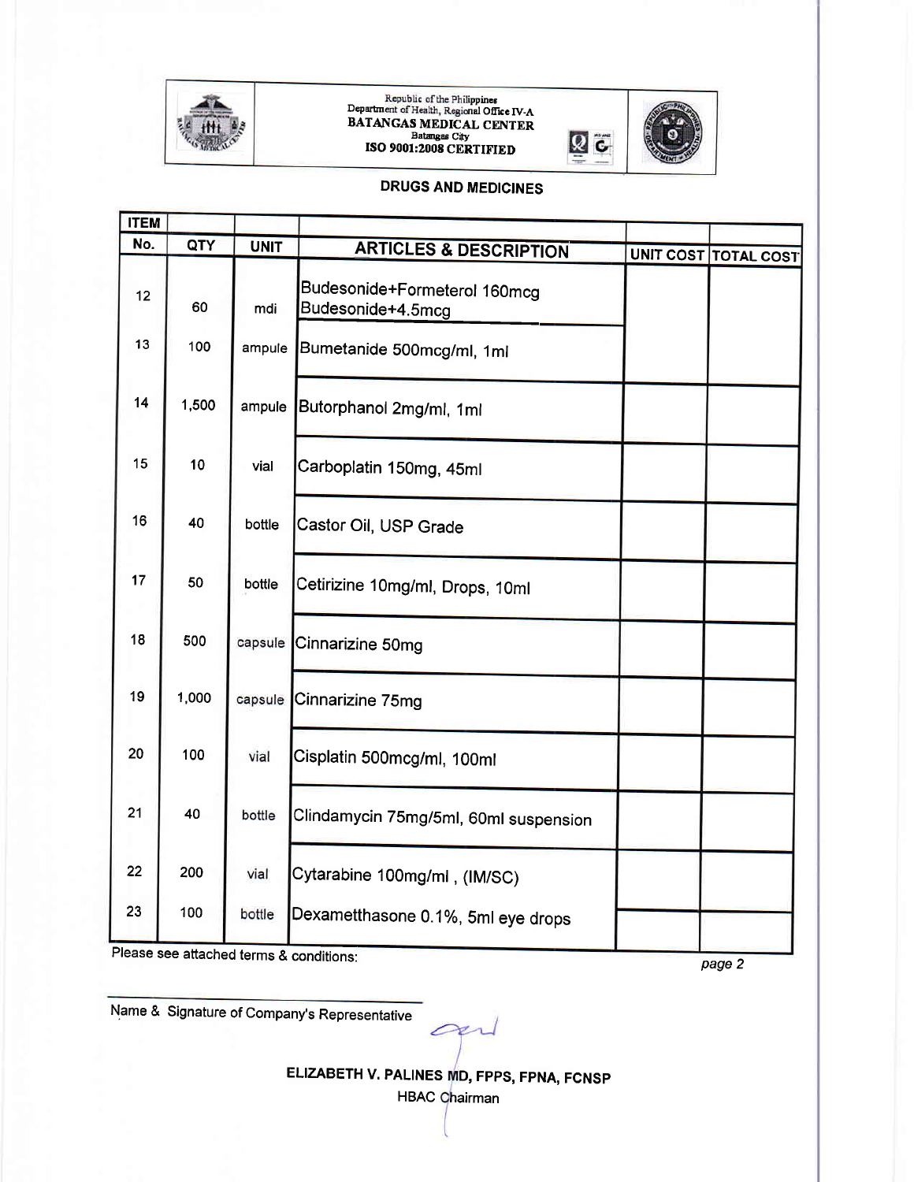Republic of the Philippines
Department of Health, Regional Office IV-A
**BATANGAS MEDICAL CENTER**
Batangas City
**ISO 9001:2008 CERTIFIED**

## DRUGS AND MEDICINES

| ITEM No. | QTY | UNIT | ARTICLES & DESCRIPTION | UNIT COST | TOTAL COST |
|---|---|---|---|---|---|
| 12 | 60 | mdi | Budesonide+Formeterol 160mcg Budesonide+4.5mcg | | |
| 13 | 100 | ampule | Bumetanide 500mcg/ml, 1ml | | |
| 14 | 1,500 | ampule | Butorphanol 2mg/ml, 1ml | | |
| 15 | 10 | vial | Carboplatin 150mg, 45ml | | |
| 16 | 40 | bottle | Castor Oil, USP Grade | | |
| 17 | 50 | bottle | Cetirizine 10mg/ml, Drops, 10ml | | |
| 18 | 500 | capsule | Cinnarizine 50mg | | |
| 19 | 1,000 | capsule | Cinnarizine 75mg | | |
| 20 | 100 | vial | Cisplatin 500mcg/ml, 100ml | | |
| 21 | 40 | bottle | Clindamycin 75mg/5ml, 60ml suspension | | |
| 22 | 200 | vial | Cytarabine 100mg/ml , (IM/SC) | | |
| 23 | 100 | bottle | Dexametthasone 0.1%, 5ml eye drops | | |

Please see attached terms & conditions:

Name & Signature of Company's Representative

**ELIZABETH V. PALINES MD, FPPS, FPNA, FCNSP**
HBAC Chairman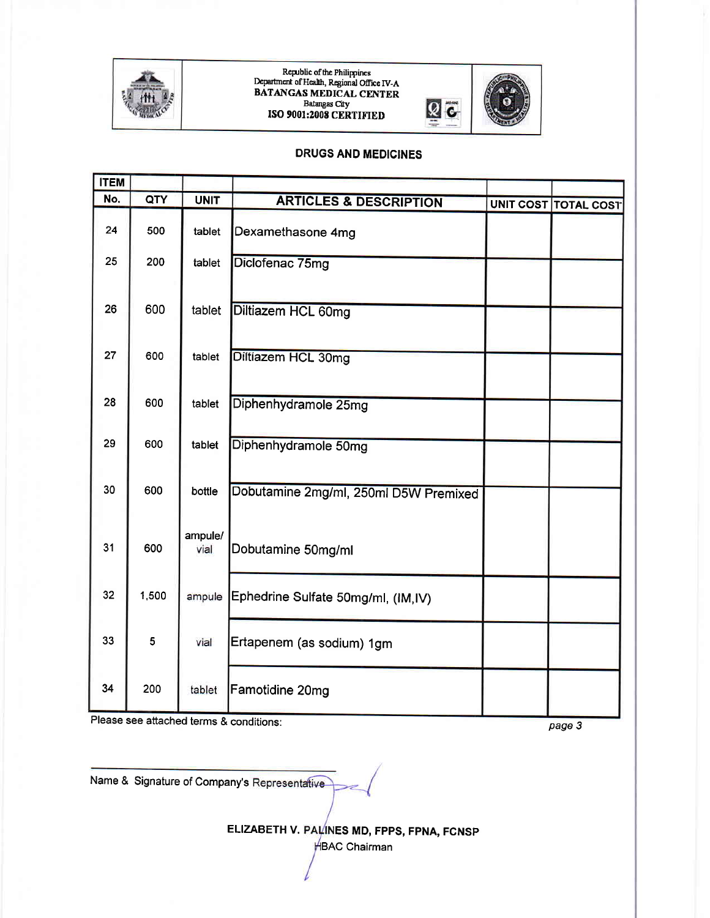Republic of the Philippines
Department of Health, Regional Office IV-A
**BATANGAS MEDICAL CENTER**
Batangas City
**ISO 9001:2008 CERTIFIED**

## DRUGS AND MEDICINES

| ITEM No. | QTY | UNIT | ARTICLES & DESCRIPTION | UNIT COST | TOTAL COST |
|---|---|---|---|---|---|
| 24 | 500 | tablet | Dexamethasone 4mg | | |
| 25 | 200 | tablet | Diclofenac 75mg | | |
| 26 | 600 | tablet | Diltiazem HCL 60mg | | |
| 27 | 600 | tablet | Diltiazem HCL 30mg | | |
| 28 | 600 | tablet | Diphenhydramole 25mg | | |
| 29 | 600 | tablet | Diphenhydramole 50mg | | |
| 30 | 600 | bottle | Dobutamine 2mg/ml, 250ml D5W Premixed | | |
| 31 | 600 | ampule/ vial | Dobutamine 50mg/ml | | |
| 32 | 1,500 | ampule | Ephedrine Sulfate 50mg/ml, (IM,IV) | | |
| 33 | 5 | vial | Ertapenem (as sodium) 1gm | | |
| 34 | 200 | tablet | Famotidine 20mg | | |

Please see attached terms & conditions:

Name & Signature of Company's Representative

**ELIZABETH V. PALINES MD, FPPS, FPNA, FCNSP**
HBAC Chairman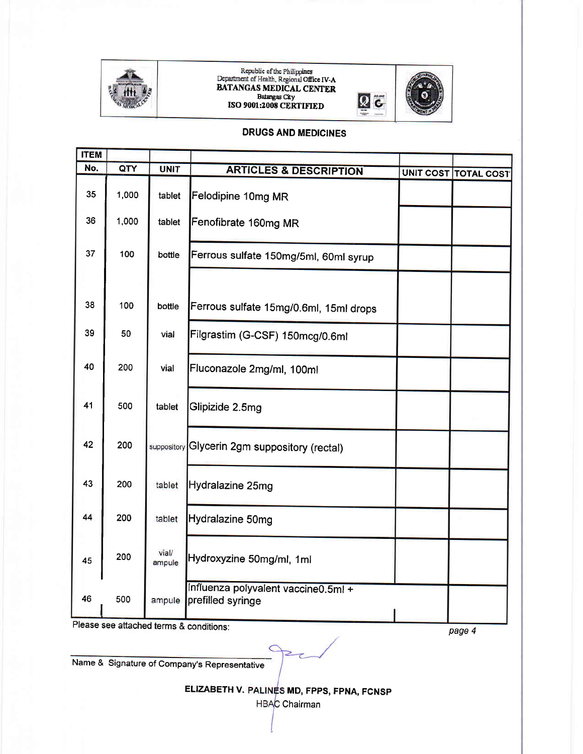Republic of the Philippines
Department of Health, Regional Office IV-A
**BATANGAS MEDICAL CENTER**
Batangas City
**ISO 9001:2008 CERTIFIED**

## DRUGS AND MEDICINES

| ITEM No. | QTY | UNIT | ARTICLES & DESCRIPTION | UNIT COST | TOTAL COST |
|---|---|---|---|---|---|
| 35 | 1,000 | tablet | Felodipine 10mg MR | | |
| 36 | 1,000 | tablet | Fenofibrate 160mg MR | | |
| 37 | 100 | bottle | Ferrous sulfate 150mg/5ml, 60ml syrup | | |
| 38 | 100 | bottle | Ferrous sulfate 15mg/0.6ml, 15ml drops | | |
| 39 | 50 | vial | Filgrastim (G-CSF) 150mcg/0.6ml | | |
| 40 | 200 | vial | Fluconazole 2mg/ml, 100ml | | |
| 41 | 500 | tablet | Glipizide 2.5mg | | |
| 42 | 200 | suppository | Glycerin 2gm suppository (rectal) | | |
| 43 | 200 | tablet | Hydralazine 25mg | | |
| 44 | 200 | tablet | Hydralazine 50mg | | |
| 45 | 200 | vial/ ampule | Hydroxyzine 50mg/ml, 1ml | | |
| 46 | 500 | ampule | Influenza polyvalent vaccine0.5ml + prefilled syringe | | |

Please see attached terms & conditions:

Name & Signature of Company's Representative

**ELIZABETH V. PALINES MD, FPPS, FPNA, FCNSP**
HBAC Chairman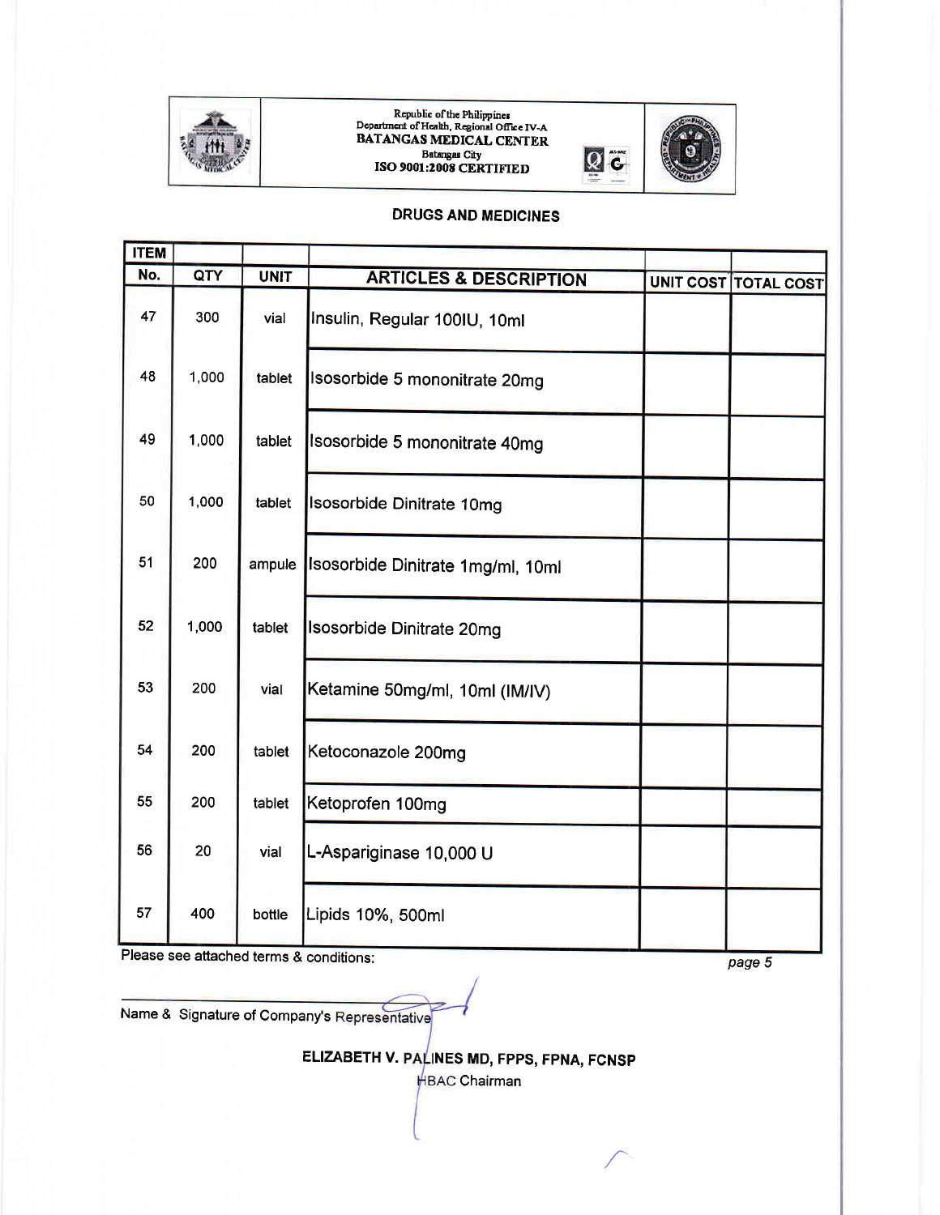Republic of the Philippines
Department of Health, Regional Office IV-A
BATANGAS MEDICAL CENTER
Batangas City
ISO 9001:2008 CERTIFIED

## DRUGS AND MEDICINES

| ITEM No. | QTY | UNIT | ARTICLES & DESCRIPTION | UNIT COST | TOTAL COST |
|---|---|---|---|---|---|
| 47 | 300 | vial | Insulin, Regular 100IU, 10ml | | |
| 48 | 1,000 | tablet | Isosorbide 5 mononitrate 20mg | | |
| 49 | 1,000 | tablet | Isosorbide 5 mononitrate 40mg | | |
| 50 | 1,000 | tablet | Isosorbide Dinitrate 10mg | | |
| 51 | 200 | ampule | Isosorbide Dinitrate 1mg/ml, 10ml | | |
| 52 | 1,000 | tablet | Isosorbide Dinitrate 20mg | | |
| 53 | 200 | vial | Ketamine 50mg/ml, 10ml (IM/IV) | | |
| 54 | 200 | tablet | Ketoconazole 200mg | | |
| 55 | 200 | tablet | Ketoprofen 100mg | | |
| 56 | 20 | vial | L-Aspariginase 10,000 U | | |
| 57 | 400 | bottle | Lipids 10%, 500ml | | |

Please see attached terms & conditions:

*page 5*

Name & Signature of Company's Representative

**ELIZABETH V. PALINES MD, FPPS, FPNA, FCNSP**
HBAC Chairman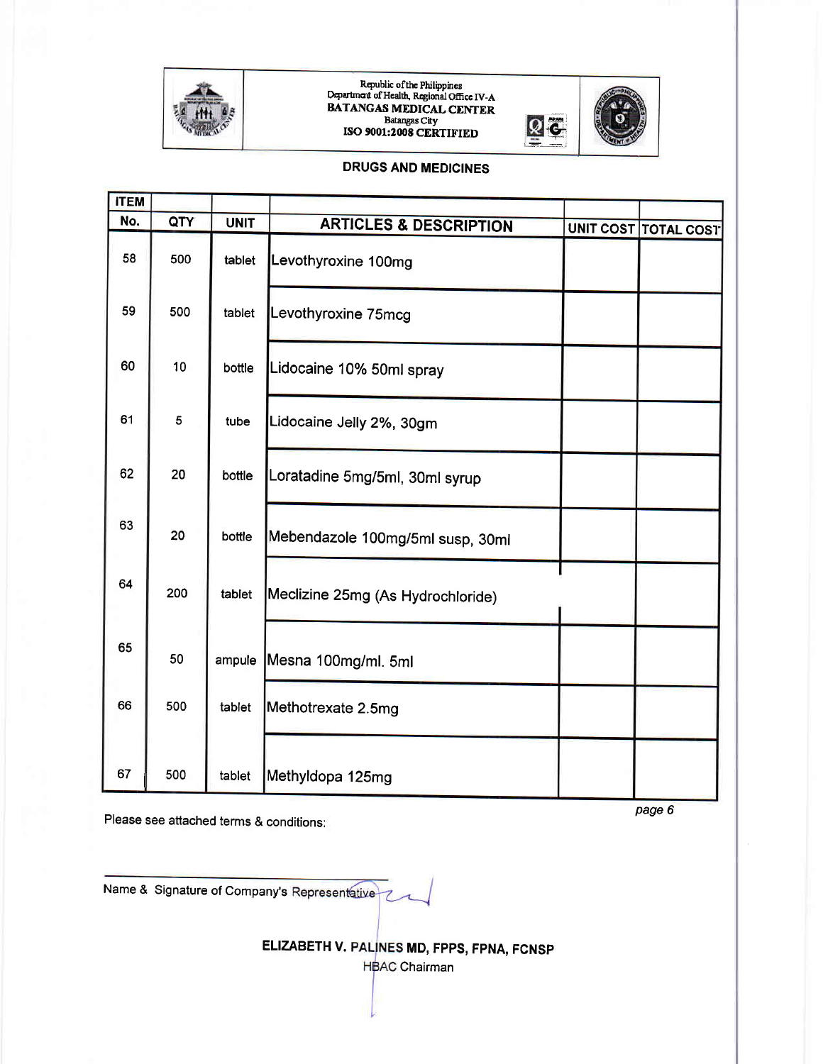Republic of the Philippines
Department of Health, Regional Office IV-A
**BATANGAS MEDICAL CENTER**
Batangas City
**ISO 9001:2008 CERTIFIED**

## DRUGS AND MEDICINES

| ITEM No. | QTY | UNIT | ARTICLES & DESCRIPTION | UNIT COST | TOTAL COST |
|---|---|---|---|---|---|
| 58 | 500 | tablet | Levothyroxine 100mg | | |
| 59 | 500 | tablet | Levothyroxine 75mcg | | |
| 60 | 10 | bottle | Lidocaine 10% 50ml spray | | |
| 61 | 5 | tube | Lidocaine Jelly 2%, 30gm | | |
| 62 | 20 | bottle | Loratadine 5mg/5ml, 30ml syrup | | |
| 63 | 20 | bottle | Mebendazole 100mg/5ml susp, 30ml | | |
| 64 | 200 | tablet | Meclizine 25mg (As Hydrochloride) | | |
| 65 | 50 | ampule | Mesna 100mg/ml. 5ml | | |
| 66 | 500 | tablet | Methotrexate 2.5mg | | |
| 67 | 500 | tablet | Methyldopa 125mg | | |

Please see attached terms & conditions:

Name & Signature of Company's Representative

**ELIZABETH V. PALINES MD, FPPS, FPNA, FCNSP**
HBAC Chairman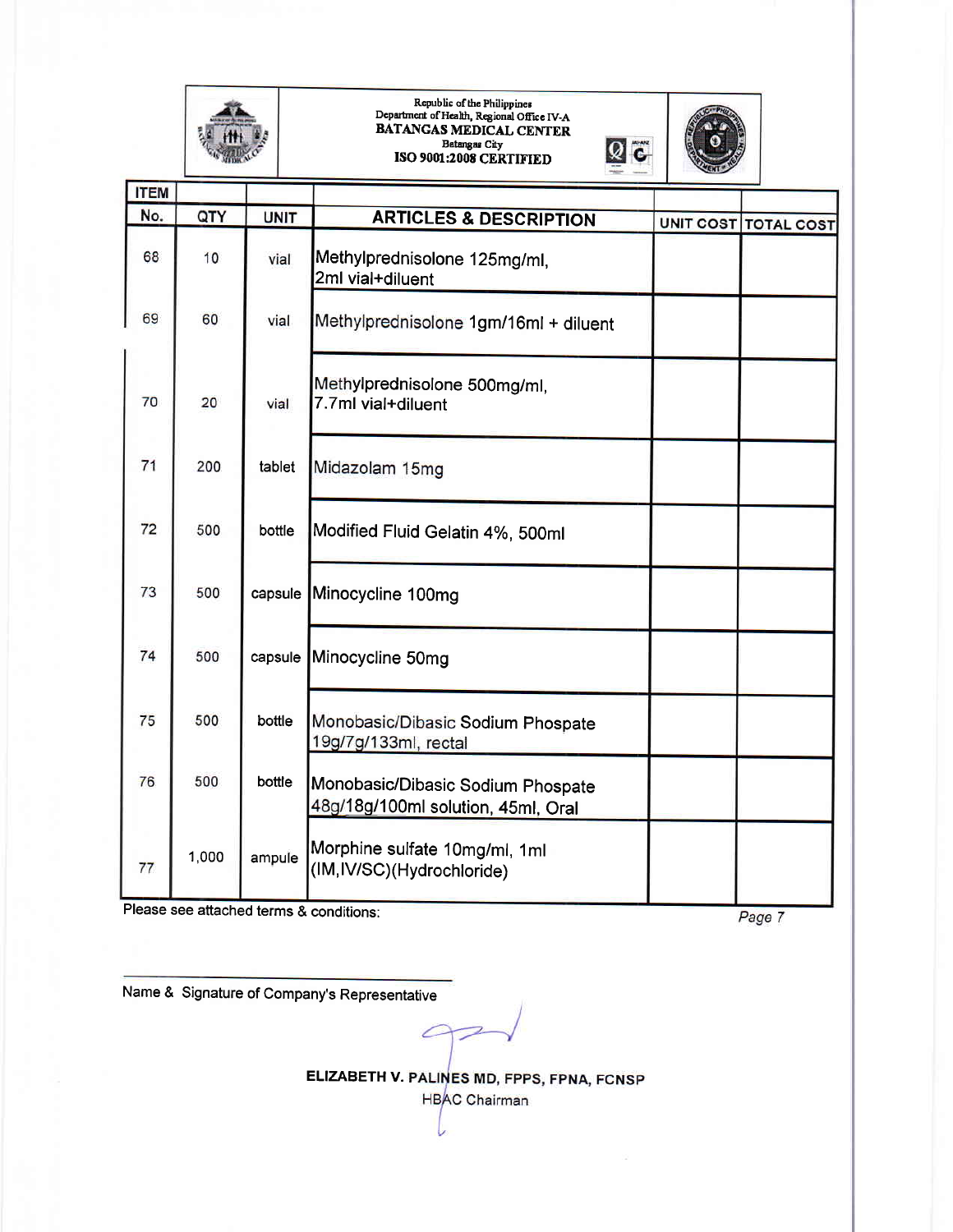Republic of the Philippines
Department of Health, Regional Office IV-A
**BATANGAS MEDICAL CENTER**
Batangas City
**ISO 9001:2008 CERTIFIED**

| ITEM No. | QTY | UNIT | ARTICLES & DESCRIPTION | UNIT COST | TOTAL COST |
|---|---|---|---|---|---|
| 68 | 10 | vial | Methylprednisolone 125mg/ml, 2ml vial+diluent | | |
| 69 | 60 | vial | Methylprednisolone 1gm/16ml + diluent | | |
| 70 | 20 | vial | Methylprednisolone 500mg/ml, 7.7ml vial+diluent | | |
| 71 | 200 | tablet | Midazolam 15mg | | |
| 72 | 500 | bottle | Modified Fluid Gelatin 4%, 500ml | | |
| 73 | 500 | capsule | Minocycline 100mg | | |
| 74 | 500 | capsule | Minocycline 50mg | | |
| 75 | 500 | bottle | Monobasic/Dibasic Sodium Phospate 19g/7g/133ml, rectal | | |
| 76 | 500 | bottle | Monobasic/Dibasic Sodium Phospate 48g/18g/100ml solution, 45ml, Oral | | |
| 77 | 1,000 | ampule | Morphine sulfate 10mg/ml, 1ml (IM,IV/SC)(Hydrochloride) | | |

Please see attached terms & conditions:

Name & Signature of Company's Representative

**ELIZABETH V. PALINES MD, FPPS, FPNA, FCNSP**
HBAC Chairman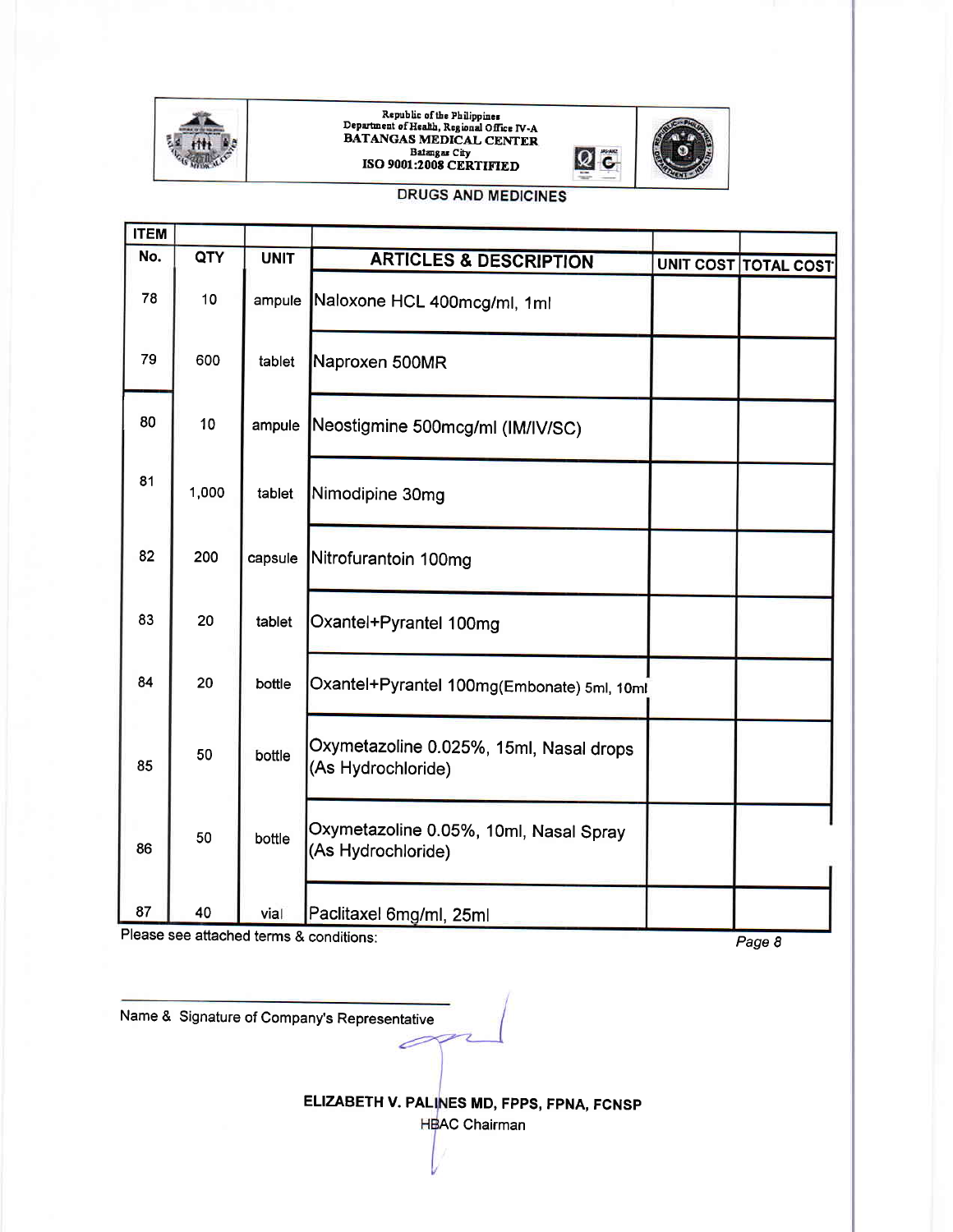Republic of the Philippines
Department of Health, Regional Office IV-A
**BATANGAS MEDICAL CENTER**
Batangas City
**ISO 9001:2008 CERTIFIED**

## DRUGS AND MEDICINES

| ITEM No. | QTY | UNIT | ARTICLES & DESCRIPTION | UNIT COST | TOTAL COST |
|---|---|---|---|---|---|
| 78 | 10 | ampule | Naloxone HCL 400mcg/ml, 1ml | | |
| 79 | 600 | tablet | Naproxen 500MR | | |
| 80 | 10 | ampule | Neostigmine 500mcg/ml (IM/IV/SC) | | |
| 81 | 1,000 | tablet | Nimodipine 30mg | | |
| 82 | 200 | capsule | Nitrofurantoin 100mg | | |
| 83 | 20 | tablet | Oxantel+Pyrantel 100mg | | |
| 84 | 20 | bottle | Oxantel+Pyrantel 100mg(Embonate) 5ml, 10ml | | |
| 85 | 50 | bottle | Oxymetazoline 0.025%, 15ml, Nasal drops (As Hydrochloride) | | |
| 86 | 50 | bottle | Oxymetazoline 0.05%, 10ml, Nasal Spray (As Hydrochloride) | | |
| 87 | 40 | vial | Paclitaxel 6mg/ml, 25ml | | |

Please see attached terms & conditions:

Name & Signature of Company's Representative

**ELIZABETH V. PALINES MD, FPPS, FPNA, FCNSP**
HBAC Chairman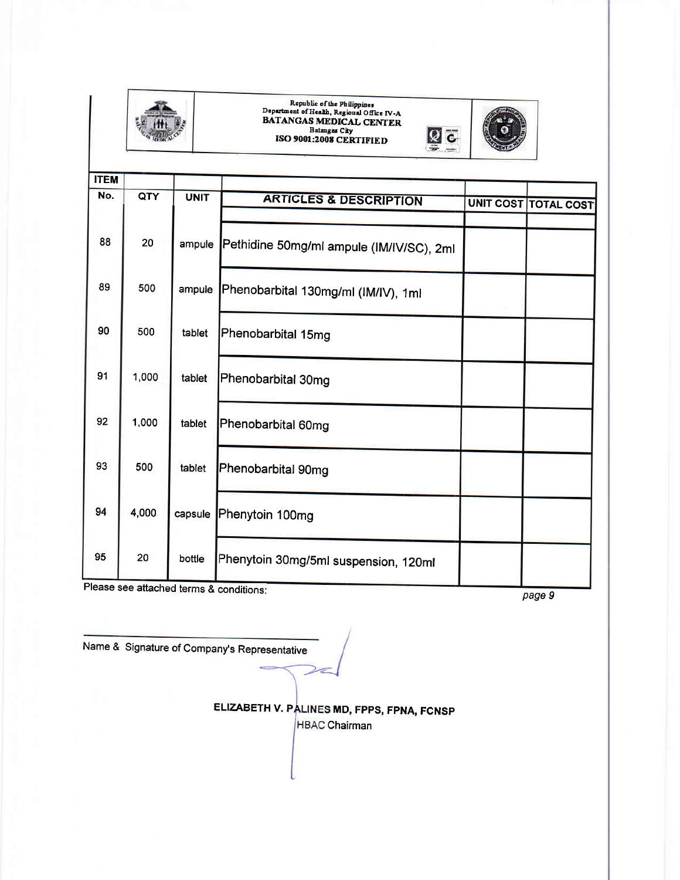Republic of the Philippines
Department of Health, Regional Office IV-A
**BATANGAS MEDICAL CENTER**
Batangas City
**ISO 9001:2008 CERTIFIED**

| ITEM No. | QTY | UNIT | ARTICLES & DESCRIPTION | UNIT COST | TOTAL COST |
|---|---|---|---|---|---|
| 88 | 20 | ampule | Pethidine 50mg/ml ampule (IM/IV/SC), 2ml | | |
| 89 | 500 | ampule | Phenobarbital 130mg/ml (IM/IV), 1ml | | |
| 90 | 500 | tablet | Phenobarbital 15mg | | |
| 91 | 1,000 | tablet | Phenobarbital 30mg | | |
| 92 | 1,000 | tablet | Phenobarbital 60mg | | |
| 93 | 500 | tablet | Phenobarbital 90mg | | |
| 94 | 4,000 | capsule | Phenytoin 100mg | | |
| 95 | 20 | bottle | Phenytoin 30mg/5ml suspension, 120ml | | |

Please see attached terms & conditions:

Name & Signature of Company's Representative

**ELIZABETH V. PALINES MD, FPPS, FPNA, FCNSP**
HBAC Chairman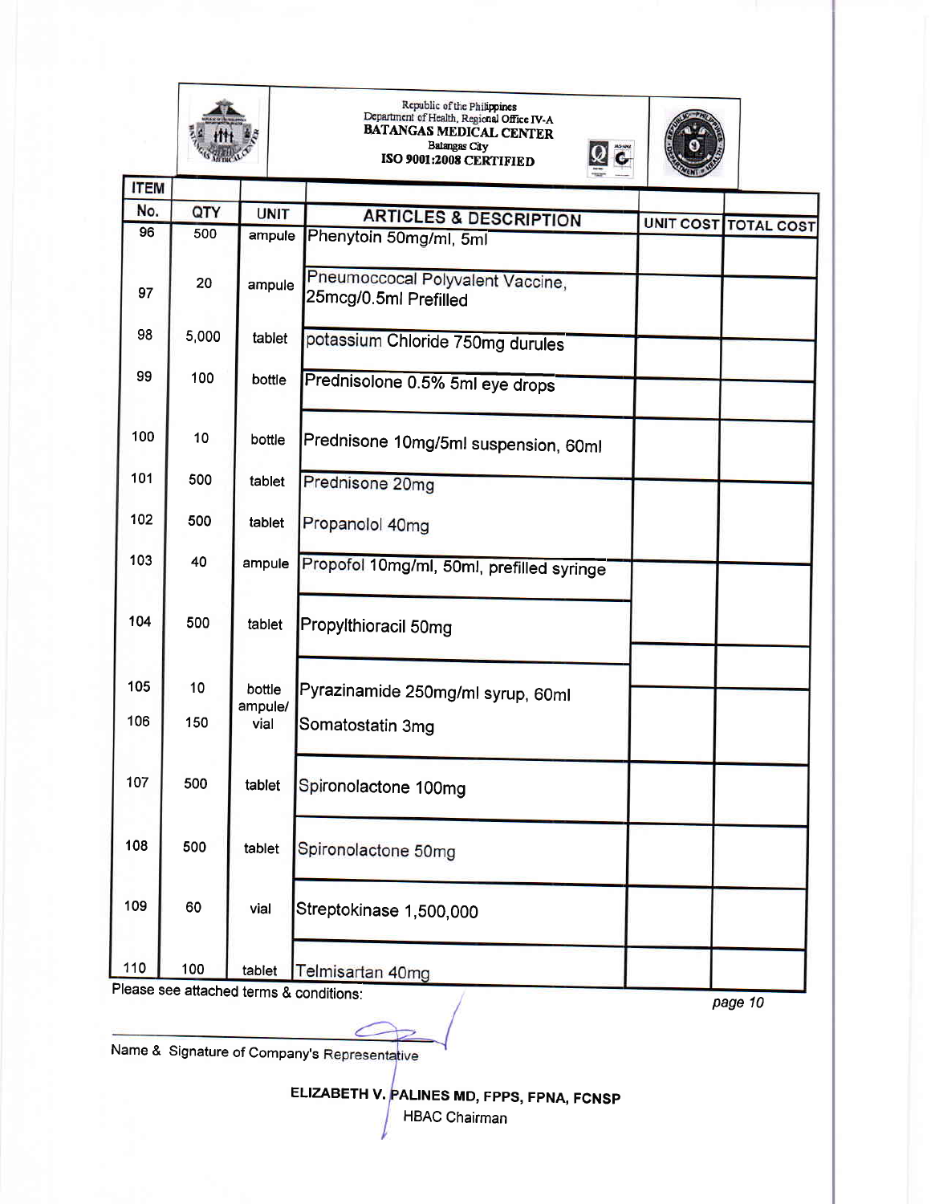Republic of the Philippines
Department of Health, Regional Office IV-A
**BATANGAS MEDICAL CENTER**
Batangas City
**ISO 9001:2008 CERTIFIED**

| ITEM No. | QTY | UNIT | ARTICLES & DESCRIPTION | UNIT COST | TOTAL COST |
|---|---|---|---|---|---|
| 96 | 500 | ampule | Phenytoin 50mg/ml, 5ml | | |
| 97 | 20 | ampule | Pneumoccocal Polyvalent Vaccine, 25mcg/0.5ml Prefilled | | |
| 98 | 5,000 | tablet | potassium Chloride 750mg durules | | |
| 99 | 100 | bottle | Prednisolone 0.5% 5ml eye drops | | |
| 100 | 10 | bottle | Prednisone 10mg/5ml suspension, 60ml | | |
| 101 | 500 | tablet | Prednisone 20mg | | |
| 102 | 500 | tablet | Propanolol 40mg | | |
| 103 | 40 | ampule | Propofol 10mg/ml, 50ml, prefilled syringe | | |
| 104 | 500 | tablet | Propylthioracil 50mg | | |
| 105 | 10 | bottle | Pyrazinamide 250mg/ml syrup, 60ml | | |
| 106 | 150 | ampule/ vial | Somatostatin 3mg | | |
| 107 | 500 | tablet | Spironolactone 100mg | | |
| 108 | 500 | tablet | Spironolactone 50mg | | |
| 109 | 60 | vial | Streptokinase 1,500,000 | | |
| 110 | 100 | tablet | Telmisartan 40mg | | |

Please see attached terms & conditions:

Name & Signature of Company's Representative

**ELIZABETH V. PALINES MD, FPPS, FPNA, FCNSP**
HBAC Chairman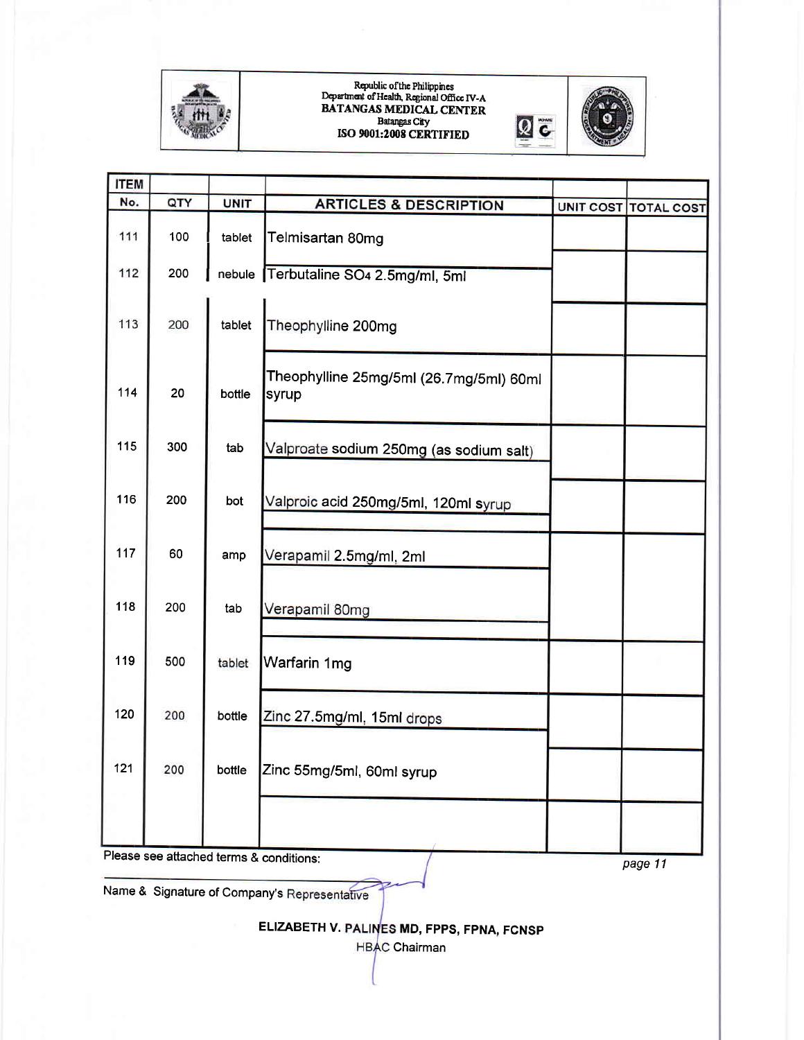Republic of the Philippines
Department of Health, Regional Office IV-A
**BATANGAS MEDICAL CENTER**
Batangas City
**ISO 9001:2008 CERTIFIED**

| ITEM No. | QTY | UNIT | ARTICLES & DESCRIPTION | UNIT COST | TOTAL COST |
|---|---|---|---|---|---|
| 111 | 100 | tablet | Telmisartan 80mg | | |
| 112 | 200 | nebule | Terbutaline $SO_4$ 2.5mg/ml, 5ml | | |
| 113 | 200 | tablet | Theophylline 200mg | | |
| 114 | 20 | bottle | Theophylline 25mg/5ml (26.7mg/5ml) 60ml syrup | | |
| 115 | 300 | tab | Valproate sodium 250mg (as sodium salt) | | |
| 116 | 200 | bot | Valproic acid 250mg/5ml, 120ml syrup | | |
| 117 | 60 | amp | Verapamil 2.5mg/ml, 2ml | | |
| 118 | 200 | tab | Verapamil 80mg | | |
| 119 | 500 | tablet | Warfarin 1mg | | |
| 120 | 200 | bottle | Zinc 27.5mg/ml, 15ml drops | | |
| 121 | 200 | bottle | Zinc 55mg/5ml, 60ml syrup | | |
| | | | | | |

Please see attached terms & conditions:

Name & Signature of Company's Representative

**ELIZABETH V. PALINES MD, FPPS, FPNA, FCNSP**
HBAC Chairman